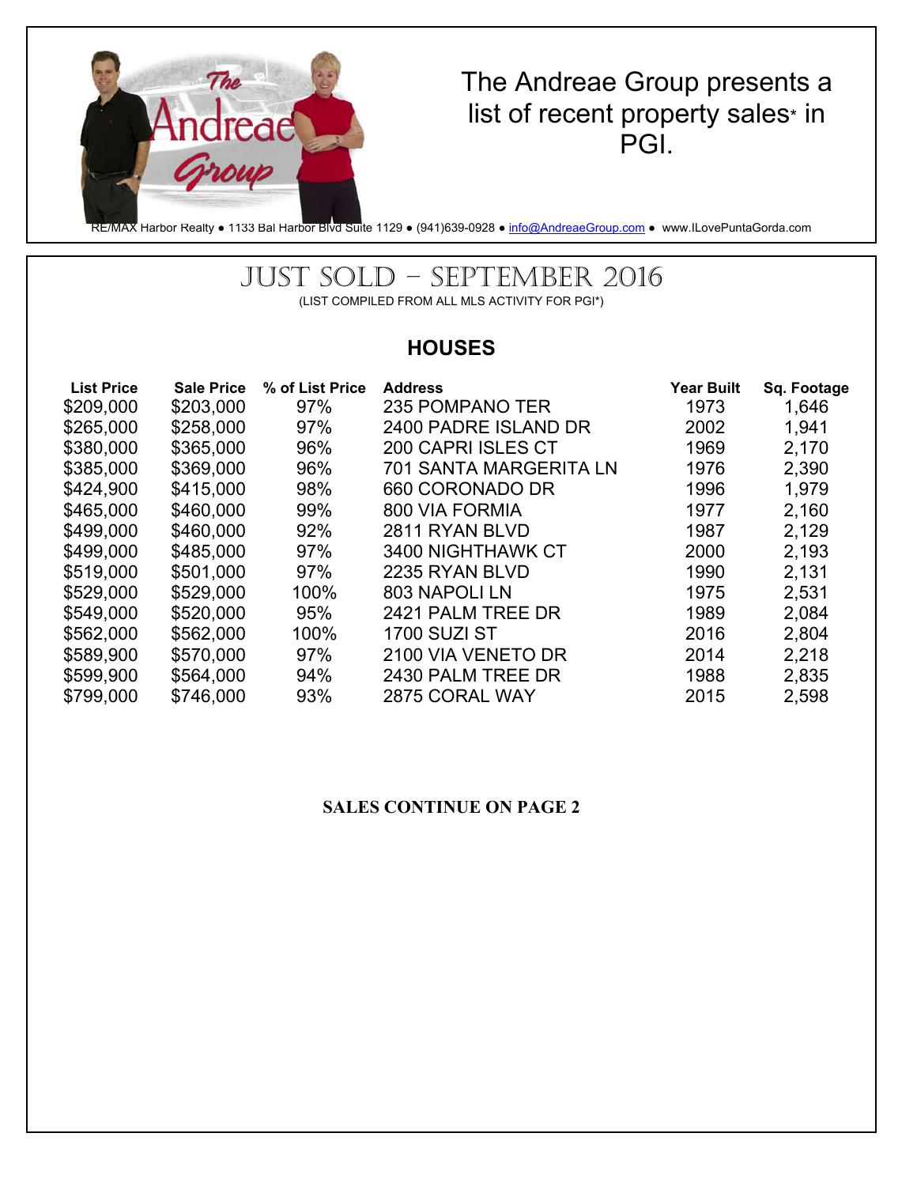The Andreae Group presents a list of recent property sales* in PGI.

RE/MAX Harbor Realty ● 1133 Bal Harbor Blvd Suite 1129 ● (941)639-0928 ● info@AndreaeGroup.com ● www.ILovePuntaGorda.com

# JUST SOLD – SEPTEMBER 2016

(LIST COMPILED FROM ALL MLS ACTIVITY FOR PGI*)

## HOUSES

| List Price | Sale Price | % of List Price | Address | Year Built | Sq. Footage |
|---|---|---|---|---|---|
| $209,000 | $203,000 | 97% | 235 POMPANO TER | 1973 | 1,646 |
| $265,000 | $258,000 | 97% | 2400 PADRE ISLAND DR | 2002 | 1,941 |
| $380,000 | $365,000 | 96% | 200 CAPRI ISLES CT | 1969 | 2,170 |
| $385,000 | $369,000 | 96% | 701 SANTA MARGERITA LN | 1976 | 2,390 |
| $424,900 | $415,000 | 98% | 660 CORONADO DR | 1996 | 1,979 |
| $465,000 | $460,000 | 99% | 800 VIA FORMIA | 1977 | 2,160 |
| $499,000 | $460,000 | 92% | 2811 RYAN BLVD | 1987 | 2,129 |
| $499,000 | $485,000 | 97% | 3400 NIGHTHAWK CT | 2000 | 2,193 |
| $519,000 | $501,000 | 97% | 2235 RYAN BLVD | 1990 | 2,131 |
| $529,000 | $529,000 | 100% | 803 NAPOLI LN | 1975 | 2,531 |
| $549,000 | $520,000 | 95% | 2421 PALM TREE DR | 1989 | 2,084 |
| $562,000 | $562,000 | 100% | 1700 SUZI ST | 2016 | 2,804 |
| $589,900 | $570,000 | 97% | 2100 VIA VENETO DR | 2014 | 2,218 |
| $599,900 | $564,000 | 94% | 2430 PALM TREE DR | 1988 | 2,835 |
| $799,000 | $746,000 | 93% | 2875 CORAL WAY | 2015 | 2,598 |

**SALES CONTINUE ON PAGE 2**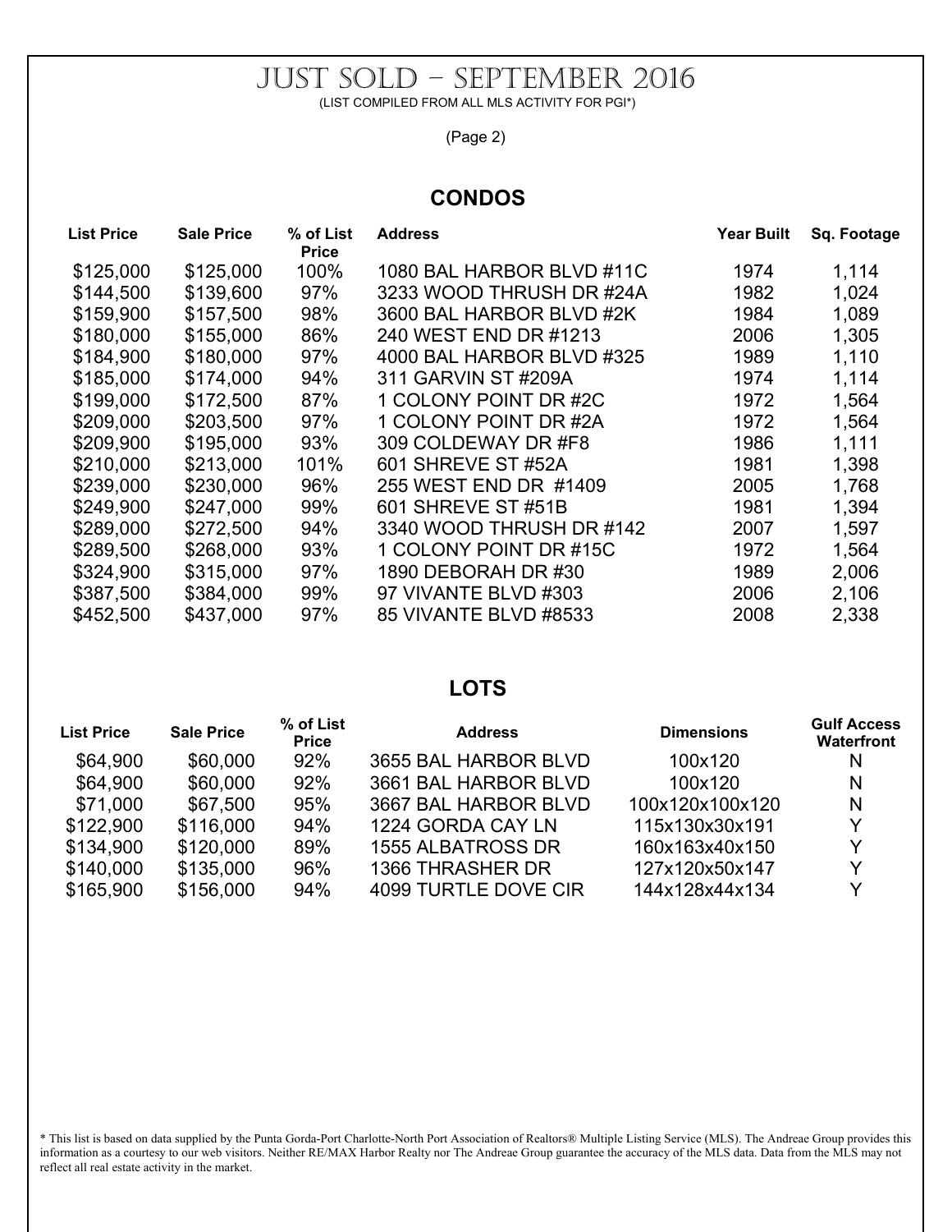# JUST SOLD – SEPTEMBER 2016

(LIST COMPILED FROM ALL MLS ACTIVITY FOR PGI*)

(Page 2)

## CONDOS

| List Price | Sale Price | % of List Price | Address | Year Built | Sq. Footage |
|---|---|---|---|---|---|
| $125,000 | $125,000 | 100% | 1080 BAL HARBOR BLVD #11C | 1974 | 1,114 |
| $144,500 | $139,600 | 97% | 3233 WOOD THRUSH DR #24A | 1982 | 1,024 |
| $159,900 | $157,500 | 98% | 3600 BAL HARBOR BLVD #2K | 1984 | 1,089 |
| $180,000 | $155,000 | 86% | 240 WEST END DR #1213 | 2006 | 1,305 |
| $184,900 | $180,000 | 97% | 4000 BAL HARBOR BLVD #325 | 1989 | 1,110 |
| $185,000 | $174,000 | 94% | 311 GARVIN ST #209A | 1974 | 1,114 |
| $199,000 | $172,500 | 87% | 1 COLONY POINT DR #2C | 1972 | 1,564 |
| $209,000 | $203,500 | 97% | 1 COLONY POINT DR #2A | 1972 | 1,564 |
| $209,900 | $195,000 | 93% | 309 COLDEWAY DR #F8 | 1986 | 1,111 |
| $210,000 | $213,000 | 101% | 601 SHREVE ST #52A | 1981 | 1,398 |
| $239,000 | $230,000 | 96% | 255 WEST END DR #1409 | 2005 | 1,768 |
| $249,900 | $247,000 | 99% | 601 SHREVE ST #51B | 1981 | 1,394 |
| $289,000 | $272,500 | 94% | 3340 WOOD THRUSH DR #142 | 2007 | 1,597 |
| $289,500 | $268,000 | 93% | 1 COLONY POINT DR #15C | 1972 | 1,564 |
| $324,900 | $315,000 | 97% | 1890 DEBORAH DR #30 | 1989 | 2,006 |
| $387,500 | $384,000 | 99% | 97 VIVANTE BLVD #303 | 2006 | 2,106 |
| $452,500 | $437,000 | 97% | 85 VIVANTE BLVD #8533 | 2008 | 2,338 |

## LOTS

| List Price | Sale Price | % of List Price | Address | Dimensions | Gulf Access Waterfront |
|---|---|---|---|---|---|
| $64,900 | $60,000 | 92% | 3655 BAL HARBOR BLVD | 100x120 | N |
| $64,900 | $60,000 | 92% | 3661 BAL HARBOR BLVD | 100x120 | N |
| $71,000 | $67,500 | 95% | 3667 BAL HARBOR BLVD | 100x120x100x120 | N |
| $122,900 | $116,000 | 94% | 1224 GORDA CAY LN | 115x130x30x191 | Y |
| $134,900 | $120,000 | 89% | 1555 ALBATROSS DR | 160x163x40x150 | Y |
| $140,000 | $135,000 | 96% | 1366 THRASHER DR | 127x120x50x147 | Y |
| $165,900 | $156,000 | 94% | 4099 TURTLE DOVE CIR | 144x128x44x134 | Y |

* This list is based on data supplied by the Punta Gorda-Port Charlotte-North Port Association of Realtors® Multiple Listing Service (MLS). The Andreae Group provides this information as a courtesy to our web visitors. Neither RE/MAX Harbor Realty nor The Andreae Group guarantee the accuracy of the MLS data. Data from the MLS may not reflect all real estate activity in the market.